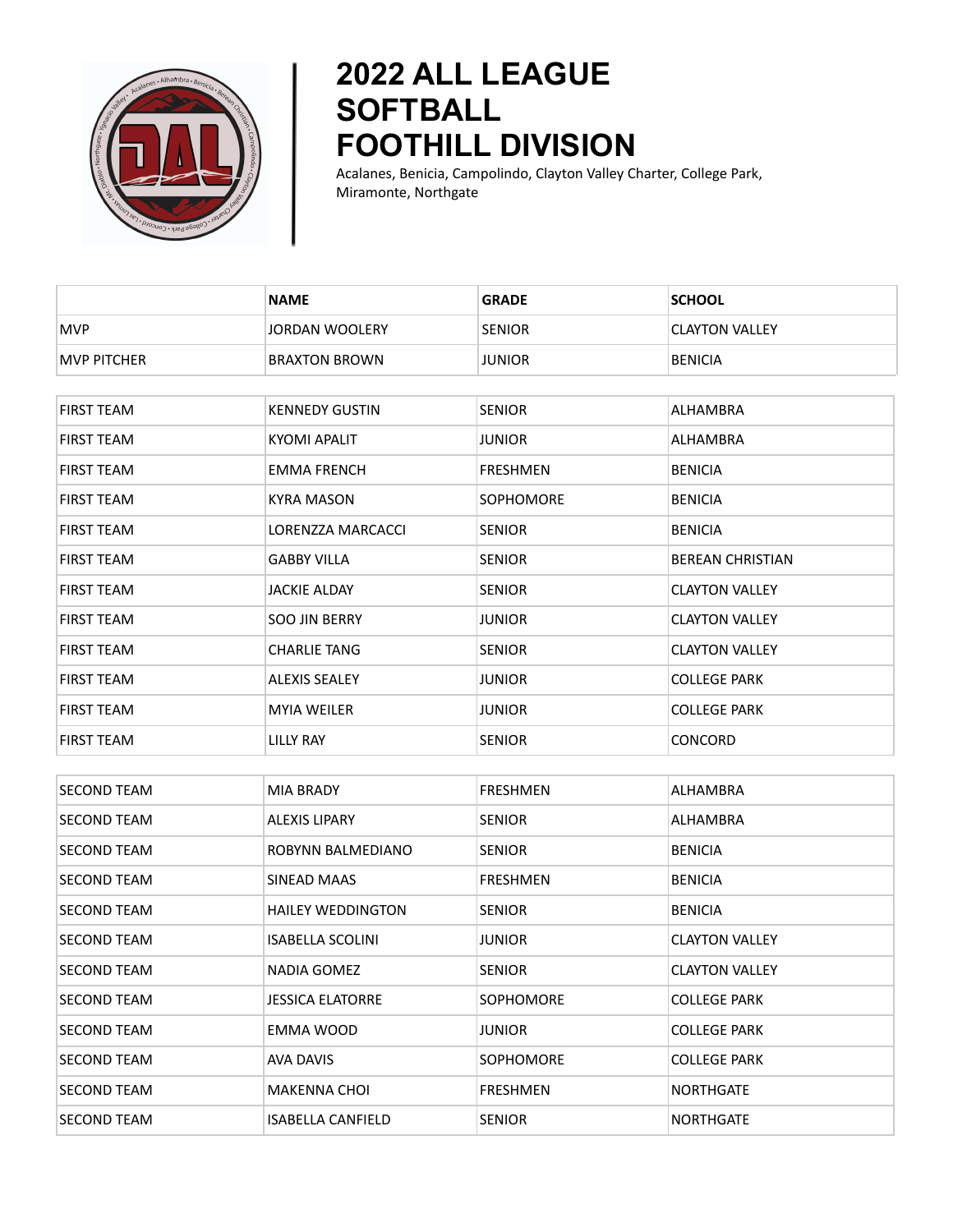# 2022 ALL LEAGUE SOFTBALL FOOTHILL DIVISION

Acalanes, Benicia, Campolindo, Clayton Valley Charter, College Park, Miramonte, Northgate

| | NAME | GRADE | SCHOOL |
|---|---|---|---|
| MVP | JORDAN WOOLERY | SENIOR | CLAYTON VALLEY |
| MVP PITCHER | BRAXTON BROWN | JUNIOR | BENICIA |

| | | | |
|---|---|---|---|
| FIRST TEAM | KENNEDY GUSTIN | SENIOR | ALHAMBRA |
| FIRST TEAM | KYOMI APALIT | JUNIOR | ALHAMBRA |
| FIRST TEAM | EMMA FRENCH | FRESHMEN | BENICIA |
| FIRST TEAM | KYRA MASON | SOPHOMORE | BENICIA |
| FIRST TEAM | LORENZZA MARCACCI | SENIOR | BENICIA |
| FIRST TEAM | GABBY VILLA | SENIOR | BEREAN CHRISTIAN |
| FIRST TEAM | JACKIE ALDAY | SENIOR | CLAYTON VALLEY |
| FIRST TEAM | SOO JIN BERRY | JUNIOR | CLAYTON VALLEY |
| FIRST TEAM | CHARLIE TANG | SENIOR | CLAYTON VALLEY |
| FIRST TEAM | ALEXIS SEALEY | JUNIOR | COLLEGE PARK |
| FIRST TEAM | MYIA WEILER | JUNIOR | COLLEGE PARK |
| FIRST TEAM | LILLY RAY | SENIOR | CONCORD |

| | | | |
|---|---|---|---|
| SECOND TEAM | MIA BRADY | FRESHMEN | ALHAMBRA |
| SECOND TEAM | ALEXIS LIPARY | SENIOR | ALHAMBRA |
| SECOND TEAM | ROBYNN BALMEDIANO | SENIOR | BENICIA |
| SECOND TEAM | SINEAD MAAS | FRESHMEN | BENICIA |
| SECOND TEAM | HAILEY WEDDINGTON | SENIOR | BENICIA |
| SECOND TEAM | ISABELLA SCOLINI | JUNIOR | CLAYTON VALLEY |
| SECOND TEAM | NADIA GOMEZ | SENIOR | CLAYTON VALLEY |
| SECOND TEAM | JESSICA ELATORRE | SOPHOMORE | COLLEGE PARK |
| SECOND TEAM | EMMA WOOD | JUNIOR | COLLEGE PARK |
| SECOND TEAM | AVA DAVIS | SOPHOMORE | COLLEGE PARK |
| SECOND TEAM | MAKENNA CHOI | FRESHMEN | NORTHGATE |
| SECOND TEAM | ISABELLA CANFIELD | SENIOR | NORTHGATE |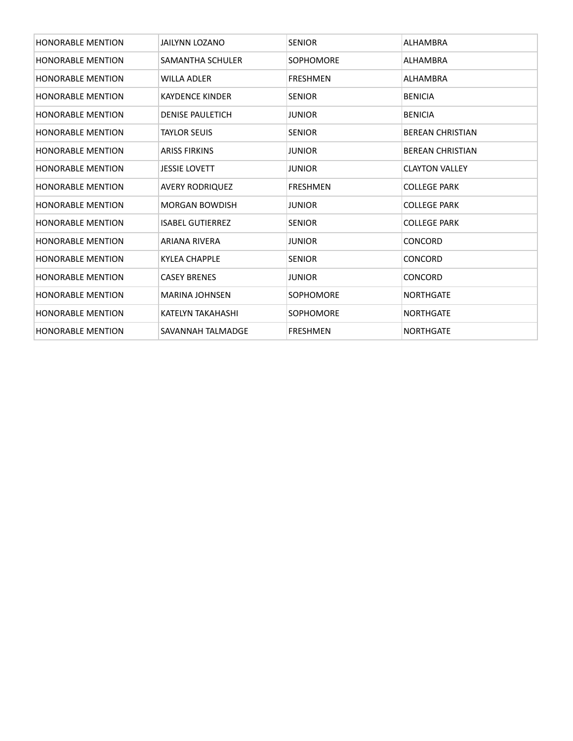| | | | |
|---|---|---|---|
| HONORABLE MENTION | JAILYNN LOZANO | SENIOR | ALHAMBRA |
| HONORABLE MENTION | SAMANTHA SCHULER | SOPHOMORE | ALHAMBRA |
| HONORABLE MENTION | WILLA ADLER | FRESHMEN | ALHAMBRA |
| HONORABLE MENTION | KAYDENCE KINDER | SENIOR | BENICIA |
| HONORABLE MENTION | DENISE PAULETICH | JUNIOR | BENICIA |
| HONORABLE MENTION | TAYLOR SEUIS | SENIOR | BEREAN CHRISTIAN |
| HONORABLE MENTION | ARISS FIRKINS | JUNIOR | BEREAN CHRISTIAN |
| HONORABLE MENTION | JESSIE LOVETT | JUNIOR | CLAYTON VALLEY |
| HONORABLE MENTION | AVERY RODRIQUEZ | FRESHMEN | COLLEGE PARK |
| HONORABLE MENTION | MORGAN BOWDISH | JUNIOR | COLLEGE PARK |
| HONORABLE MENTION | ISABEL GUTIERREZ | SENIOR | COLLEGE PARK |
| HONORABLE MENTION | ARIANA RIVERA | JUNIOR | CONCORD |
| HONORABLE MENTION | KYLEA CHAPPLE | SENIOR | CONCORD |
| HONORABLE MENTION | CASEY BRENES | JUNIOR | CONCORD |
| HONORABLE MENTION | MARINA JOHNSEN | SOPHOMORE | NORTHGATE |
| HONORABLE MENTION | KATELYN TAKAHASHI | SOPHOMORE | NORTHGATE |
| HONORABLE MENTION | SAVANNAH TALMADGE | FRESHMEN | NORTHGATE |